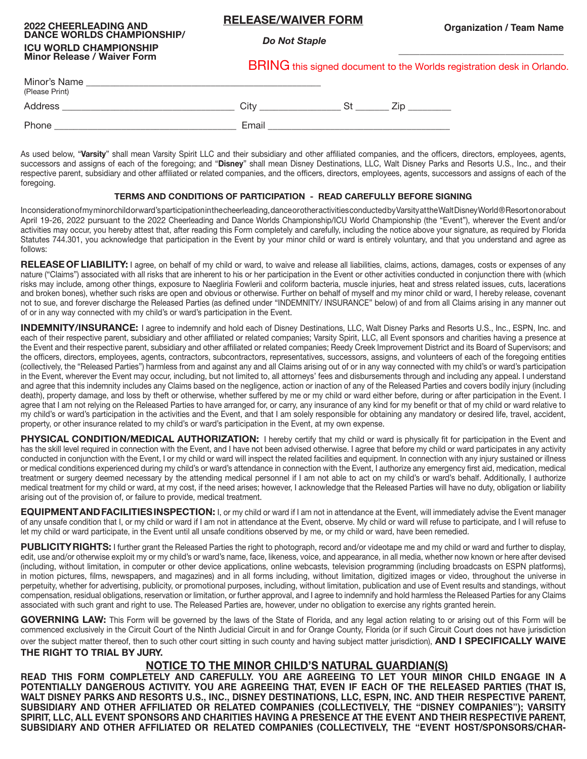**2022 CHEERLEADING AND DANCE WORLDS CHAMPIONSHIP/ ICU WORLD CHAMPIONSHIP**
**Minor Release / Waiver Form**

## RELEASE/WAIVER FORM

***Do Not Staple***

**Organization / Team Name**

______________________________

BRING this signed document to the Worlds registration desk in Orlando.

Minor's Name ______________________________________________
(Please Print)

Address ________________________________ City _______________ St ______ Zip ________

Phone __________________________________ Email __________________________________

As used below, "**Varsity**" shall mean Varsity Spirit LLC and their subsidiary and other affiliated companies, and the officers, directors, employees, agents, successors and assigns of each of the foregoing; and "**Disney**" shall mean Disney Destinations, LLC, Walt Disney Parks and Resorts U.S., Inc., and their respective parent, subsidiary and other affiliated or related companies, and the officers, directors, employees, agents, successors and assigns of each of the foregoing.

### TERMS AND CONDITIONS OF PARTICIPATION - READ CAREFULLY BEFORE SIGNING

In consideration of my minor child or ward's participation in the cheerleading, dance or other activities conducted by Varsity at the Walt Disney World® Resort on or about April 19-26, 2022 pursuant to the 2022 Cheerleading and Dance Worlds Championship/ICU World Championship (the "Event"), wherever the Event and/or activities may occur, you hereby attest that, after reading this Form completely and carefully, including the notice above your signature, as required by Florida Statutes 744.301, you acknowledge that participation in the Event by your minor child or ward is entirely voluntary, and that you understand and agree as follows:

**RELEASE OF LIABILITY:** I agree, on behalf of my child or ward, to waive and release all liabilities, claims, actions, damages, costs or expenses of any nature ("Claims") associated with all risks that are inherent to his or her participation in the Event or other activities conducted in conjunction there with (which risks may include, among other things, exposure to Naegliria Fowlerii and coliform bacteria, muscle injuries, heat and stress related issues, cuts, lacerations and broken bones), whether such risks are open and obvious or otherwise. Further on behalf of myself and my minor child or ward, I hereby release, covenant not to sue, and forever discharge the Released Parties (as defined under "INDEMNITY/ INSURANCE" below) of and from all Claims arising in any manner out of or in any way connected with my child's or ward's participation in the Event.

**INDEMNITY/INSURANCE:** I agree to indemnify and hold each of Disney Destinations, LLC, Walt Disney Parks and Resorts U.S., Inc., ESPN, Inc. and each of their respective parent, subsidiary and other affiliated or related companies; Varsity Spirit, LLC, all Event sponsors and charities having a presence at the Event and their respective parent, subsidiary and other affiliated or related companies; Reedy Creek Improvement District and its Board of Supervisors; and the officers, directors, employees, agents, contractors, subcontractors, representatives, successors, assigns, and volunteers of each of the foregoing entities (collectively, the "Released Parties") harmless from and against any and all Claims arising out of or in any way connected with my child's or ward's participation in the Event, wherever the Event may occur, including, but not limited to, all attorneys' fees and disbursements through and including any appeal. I understand and agree that this indemnity includes any Claims based on the negligence, action or inaction of any of the Released Parties and covers bodily injury (including death), property damage, and loss by theft or otherwise, whether suffered by me or my child or ward either before, during or after participation in the Event. I agree that I am not relying on the Released Parties to have arranged for, or carry, any insurance of any kind for my benefit or that of my child or ward relative to my child's or ward's participation in the activities and the Event, and that I am solely responsible for obtaining any mandatory or desired life, travel, accident, property, or other insurance related to my child's or ward's participation in the Event, at my own expense.

**PHYSICAL CONDITION/MEDICAL AUTHORIZATION:** I hereby certify that my child or ward is physically fit for participation in the Event and has the skill level required in connection with the Event, and I have not been advised otherwise. I agree that before my child or ward participates in any activity conducted in conjunction with the Event, I or my child or ward will inspect the related facilities and equipment. In connection with any injury sustained or illness or medical conditions experienced during my child's or ward's attendance in connection with the Event, I authorize any emergency first aid, medication, medical treatment or surgery deemed necessary by the attending medical personnel if I am not able to act on my child's or ward's behalf. Additionally, I authorize medical treatment for my child or ward, at my cost, if the need arises; however, I acknowledge that the Released Parties will have no duty, obligation or liability arising out of the provision of, or failure to provide, medical treatment.

**EQUIPMENT AND FACILITIES INSPECTION:** I, or my child or ward if I am not in attendance at the Event, will immediately advise the Event manager of any unsafe condition that I, or my child or ward if I am not in attendance at the Event, observe. My child or ward will refuse to participate, and I will refuse to let my child or ward participate, in the Event until all unsafe conditions observed by me, or my child or ward, have been remedied.

**PUBLICITY RIGHTS:** I further grant the Released Parties the right to photograph, record and/or videotape me and my child or ward and further to display, edit, use and/or otherwise exploit my or my child's or ward's name, face, likeness, voice, and appearance, in all media, whether now known or here after devised (including, without limitation, in computer or other device applications, online webcasts, television programming (including broadcasts on ESPN platforms), in motion pictures, films, newspapers, and magazines) and in all forms including, without limitation, digitized images or video, throughout the universe in perpetuity, whether for advertising, publicity, or promotional purposes, including, without limitation, publication and use of Event results and standings, without compensation, residual obligations, reservation or limitation, or further approval, and I agree to indemnify and hold harmless the Released Parties for any Claims associated with such grant and right to use. The Released Parties are, however, under no obligation to exercise any rights granted herein.

**GOVERNING LAW:** This Form will be governed by the laws of the State of Florida, and any legal action relating to or arising out of this Form will be commenced exclusively in the Circuit Court of the Ninth Judicial Circuit in and for Orange County, Florida (or if such Circuit Court does not have jurisdiction over the subject matter thereof, then to such other court sitting in such county and having subject matter jurisdiction), **AND I SPECIFICALLY WAIVE THE RIGHT TO TRIAL BY JURY.**

## NOTICE TO THE MINOR CHILD'S NATURAL GUARDIAN(S)

**READ THIS FORM COMPLETELY AND CAREFULLY. YOU ARE AGREEING TO LET YOUR MINOR CHILD ENGAGE IN A POTENTIALLY DANGEROUS ACTIVITY. YOU ARE AGREEING THAT, EVEN IF EACH OF THE RELEASED PARTIES (THAT IS, WALT DISNEY PARKS AND RESORTS U.S., INC., DISNEY DESTINATIONS, LLC, ESPN, INC. AND THEIR RESPECTIVE PARENT, SUBSIDIARY AND OTHER AFFILIATED OR RELATED COMPANIES (COLLECTIVELY, THE "DISNEY COMPANIES"); VARSITY SPIRIT, LLC, ALL EVENT SPONSORS AND CHARITIES HAVING A PRESENCE AT THE EVENT AND THEIR RESPECTIVE PARENT, SUBSIDIARY AND OTHER AFFILIATED OR RELATED COMPANIES (COLLECTIVELY, THE "EVENT HOST/SPONSORS/CHAR-**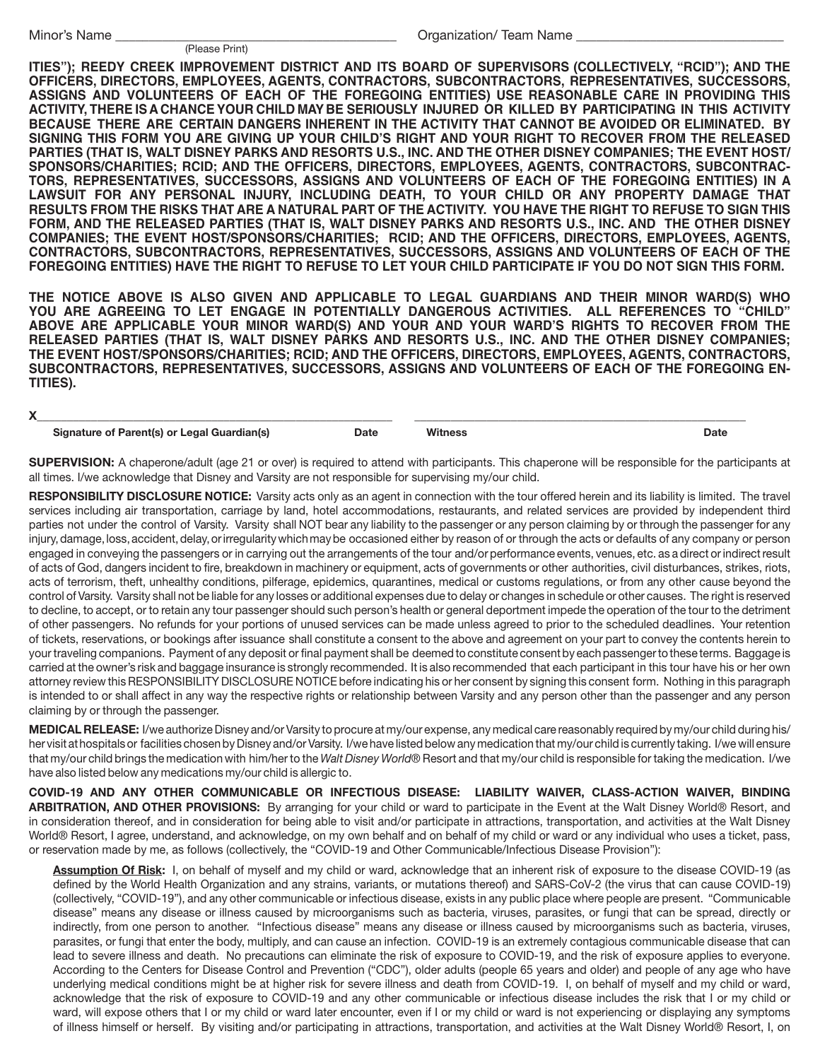Minor's Name ________________________________________ (Please Print) Organization/ Team Name ______________________________

**ITIES"); REEDY CREEK IMPROVEMENT DISTRICT AND ITS BOARD OF SUPERVISORS (COLLECTIVELY, "RCID"); AND THE OFFICERS, DIRECTORS, EMPLOYEES, AGENTS, CONTRACTORS, SUBCONTRACTORS, REPRESENTATIVES, SUCCESSORS, ASSIGNS AND VOLUNTEERS OF EACH OF THE FOREGOING ENTITIES) USE REASONABLE CARE IN PROVIDING THIS ACTIVITY, THERE IS A CHANCE YOUR CHILD MAY BE SERIOUSLY INJURED OR KILLED BY PARTICIPATING IN THIS ACTIVITY BECAUSE THERE ARE CERTAIN DANGERS INHERENT IN THE ACTIVITY THAT CANNOT BE AVOIDED OR ELIMINATED. BY SIGNING THIS FORM YOU ARE GIVING UP YOUR CHILD'S RIGHT AND YOUR RIGHT TO RECOVER FROM THE RELEASED PARTIES (THAT IS, WALT DISNEY PARKS AND RESORTS U.S., INC. AND THE OTHER DISNEY COMPANIES; THE EVENT HOST/SPONSORS/CHARITIES; RCID; AND THE OFFICERS, DIRECTORS, EMPLOYEES, AGENTS, CONTRACTORS, SUBCONTRACTORS, REPRESENTATIVES, SUCCESSORS, ASSIGNS AND VOLUNTEERS OF EACH OF THE FOREGOING ENTITIES) IN A LAWSUIT FOR ANY PERSONAL INJURY, INCLUDING DEATH, TO YOUR CHILD OR ANY PROPERTY DAMAGE THAT RESULTS FROM THE RISKS THAT ARE A NATURAL PART OF THE ACTIVITY. YOU HAVE THE RIGHT TO REFUSE TO SIGN THIS FORM, AND THE RELEASED PARTIES (THAT IS, WALT DISNEY PARKS AND RESORTS U.S., INC. AND THE OTHER DISNEY COMPANIES; THE EVENT HOST/SPONSORS/CHARITIES; RCID; AND THE OFFICERS, DIRECTORS, EMPLOYEES, AGENTS, CONTRACTORS, SUBCONTRACTORS, REPRESENTATIVES, SUCCESSORS, ASSIGNS AND VOLUNTEERS OF EACH OF THE FOREGOING ENTITIES) HAVE THE RIGHT TO REFUSE TO LET YOUR CHILD PARTICIPATE IF YOU DO NOT SIGN THIS FORM.**

**THE NOTICE ABOVE IS ALSO GIVEN AND APPLICABLE TO LEGAL GUARDIANS AND THEIR MINOR WARD(S) WHO YOU ARE AGREEING TO LET ENGAGE IN POTENTIALLY DANGEROUS ACTIVITIES. ALL REFERENCES TO "CHILD" ABOVE ARE APPLICABLE YOUR MINOR WARD(S) AND YOUR AND YOUR WARD'S RIGHTS TO RECOVER FROM THE RELEASED PARTIES (THAT IS, WALT DISNEY PARKS AND RESORTS U.S., INC. AND THE OTHER DISNEY COMPANIES; THE EVENT HOST/SPONSORS/CHARITIES; RCID; AND THE OFFICERS, DIRECTORS, EMPLOYEES, AGENTS, CONTRACTORS, SUBCONTRACTORS, REPRESENTATIVES, SUCCESSORS, ASSIGNS AND VOLUNTEERS OF EACH OF THE FOREGOING ENTITIES).**

X________________________________________________ ________________________________________________

**Signature of Parent(s) or Legal Guardian(s)** **Date** **Witness** **Date**

**SUPERVISION:** A chaperone/adult (age 21 or over) is required to attend with participants. This chaperone will be responsible for the participants at all times. I/we acknowledge that Disney and Varsity are not responsible for supervising my/our child.

**RESPONSIBILITY DISCLOSURE NOTICE:** Varsity acts only as an agent in connection with the tour offered herein and its liability is limited. The travel services including air transportation, carriage by land, hotel accommodations, restaurants, and related services are provided by independent third parties not under the control of Varsity. Varsity shall NOT bear any liability to the passenger or any person claiming by or through the passenger for any injury, damage, loss, accident, delay, or irregularity which may be occasioned either by reason of or through the acts or defaults of any company or person engaged in conveying the passengers or in carrying out the arrangements of the tour and/or performance events, venues, etc. as a direct or indirect result of acts of God, dangers incident to fire, breakdown in machinery or equipment, acts of governments or other authorities, civil disturbances, strikes, riots, acts of terrorism, theft, unhealthy conditions, pilferage, epidemics, quarantines, medical or customs regulations, or from any other cause beyond the control of Varsity. Varsity shall not be liable for any losses or additional expenses due to delay or changes in schedule or other causes. The right is reserved to decline, to accept, or to retain any tour passenger should such person's health or general deportment impede the operation of the tour to the detriment of other passengers. No refunds for your portions of unused services can be made unless agreed to prior to the scheduled deadlines. Your retention of tickets, reservations, or bookings after issuance shall constitute a consent to the above and agreement on your part to convey the contents herein to your traveling companions. Payment of any deposit or final payment shall be deemed to constitute consent by each passenger to these terms. Baggage is carried at the owner's risk and baggage insurance is strongly recommended. It is also recommended that each participant in this tour have his or her own attorney review this RESPONSIBILITY DISCLOSURE NOTICE before indicating his or her consent by signing this consent form. Nothing in this paragraph is intended to or shall affect in any way the respective rights or relationship between Varsity and any person other than the passenger and any person claiming by or through the passenger.

**MEDICAL RELEASE:** I/we authorize Disney and/or Varsity to procure at my/our expense, any medical care reasonably required by my/our child during his/her visit at hospitals or facilities chosen by Disney and/or Varsity. I/we have listed below any medication that my/our child is currently taking. I/we will ensure that my/our child brings the medication with him/her to the *Walt Disney World*® Resort and that my/our child is responsible for taking the medication. I/we have also listed below any medications my/our child is allergic to.

**COVID-19 AND ANY OTHER COMMUNICABLE OR INFECTIOUS DISEASE: LIABILITY WAIVER, CLASS-ACTION WAIVER, BINDING ARBITRATION, AND OTHER PROVISIONS:** By arranging for your child or ward to participate in the Event at the Walt Disney World® Resort, and in consideration thereof, and in consideration for being able to visit and/or participate in attractions, transportation, and activities at the Walt Disney World® Resort, I agree, understand, and acknowledge, on my own behalf and on behalf of my child or ward or any individual who uses a ticket, pass, or reservation made by me, as follows (collectively, the "COVID-19 and Other Communicable/Infectious Disease Provision"):

**Assumption Of Risk:** I, on behalf of myself and my child or ward, acknowledge that an inherent risk of exposure to the disease COVID-19 (as defined by the World Health Organization and any strains, variants, or mutations thereof) and SARS-CoV-2 (the virus that can cause COVID-19) (collectively, "COVID-19"), and any other communicable or infectious disease, exists in any public place where people are present. "Communicable disease" means any disease or illness caused by microorganisms such as bacteria, viruses, parasites, or fungi that can be spread, directly or indirectly, from one person to another. "Infectious disease" means any disease or illness caused by microorganisms such as bacteria, viruses, parasites, or fungi that enter the body, multiply, and can cause an infection. COVID-19 is an extremely contagious communicable disease that can lead to severe illness and death. No precautions can eliminate the risk of exposure to COVID-19, and the risk of exposure applies to everyone. According to the Centers for Disease Control and Prevention ("CDC"), older adults (people 65 years and older) and people of any age who have underlying medical conditions might be at higher risk for severe illness and death from COVID-19. I, on behalf of myself and my child or ward, acknowledge that the risk of exposure to COVID-19 and any other communicable or infectious disease includes the risk that I or my child or ward, will expose others that I or my child or ward later encounter, even if I or my child or ward is not experiencing or displaying any symptoms of illness himself or herself. By visiting and/or participating in attractions, transportation, and activities at the Walt Disney World® Resort, I, on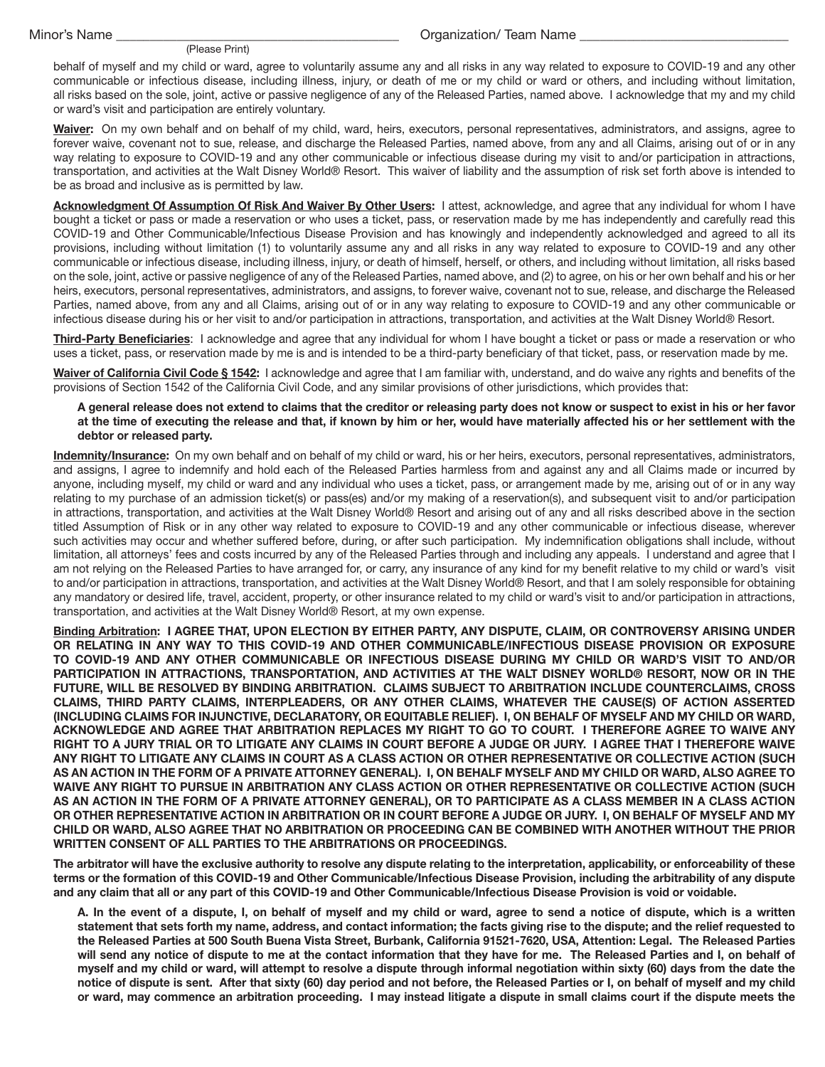Minor's Name ________________________________________ (Please Print) Organization/ Team Name ______________________________

behalf of myself and my child or ward, agree to voluntarily assume any and all risks in any way related to exposure to COVID-19 and any other communicable or infectious disease, including illness, injury, or death of me or my child or ward or others, and including without limitation, all risks based on the sole, joint, active or passive negligence of any of the Released Parties, named above. I acknowledge that my and my child or ward's visit and participation are entirely voluntary.

**Waiver:** On my own behalf and on behalf of my child, ward, heirs, executors, personal representatives, administrators, and assigns, agree to forever waive, covenant not to sue, release, and discharge the Released Parties, named above, from any and all Claims, arising out of or in any way relating to exposure to COVID-19 and any other communicable or infectious disease during my visit to and/or participation in attractions, transportation, and activities at the Walt Disney World® Resort. This waiver of liability and the assumption of risk set forth above is intended to be as broad and inclusive as is permitted by law.

**Acknowledgment Of Assumption Of Risk And Waiver By Other Users:** I attest, acknowledge, and agree that any individual for whom I have bought a ticket or pass or made a reservation or who uses a ticket, pass, or reservation made by me has independently and carefully read this COVID-19 and Other Communicable/Infectious Disease Provision and has knowingly and independently acknowledged and agreed to all its provisions, including without limitation (1) to voluntarily assume any and all risks in any way related to exposure to COVID-19 and any other communicable or infectious disease, including illness, injury, or death of himself, herself, or others, and including without limitation, all risks based on the sole, joint, active or passive negligence of any of the Released Parties, named above, and (2) to agree, on his or her own behalf and his or her heirs, executors, personal representatives, administrators, and assigns, to forever waive, covenant not to sue, release, and discharge the Released Parties, named above, from any and all Claims, arising out of or in any way relating to exposure to COVID-19 and any other communicable or infectious disease during his or her visit to and/or participation in attractions, transportation, and activities at the Walt Disney World® Resort.

**Third-Party Beneficiaries**: I acknowledge and agree that any individual for whom I have bought a ticket or pass or made a reservation or who uses a ticket, pass, or reservation made by me is and is intended to be a third-party beneficiary of that ticket, pass, or reservation made by me.

**Waiver of California Civil Code § 1542:** I acknowledge and agree that I am familiar with, understand, and do waive any rights and benefits of the provisions of Section 1542 of the California Civil Code, and any similar provisions of other jurisdictions, which provides that:

> **A general release does not extend to claims that the creditor or releasing party does not know or suspect to exist in his or her favor at the time of executing the release and that, if known by him or her, would have materially affected his or her settlement with the debtor or released party.**

**Indemnity/Insurance:** On my own behalf and on behalf of my child or ward, his or her heirs, executors, personal representatives, administrators, and assigns, I agree to indemnify and hold each of the Released Parties harmless from and against any and all Claims made or incurred by anyone, including myself, my child or ward and any individual who uses a ticket, pass, or arrangement made by me, arising out of or in any way relating to my purchase of an admission ticket(s) or pass(es) and/or my making of a reservation(s), and subsequent visit to and/or participation in attractions, transportation, and activities at the Walt Disney World® Resort and arising out of any and all risks described above in the section titled Assumption of Risk or in any other way related to exposure to COVID-19 and any other communicable or infectious disease, wherever such activities may occur and whether suffered before, during, or after such participation. My indemnification obligations shall include, without limitation, all attorneys' fees and costs incurred by any of the Released Parties through and including any appeals. I understand and agree that I am not relying on the Released Parties to have arranged for, or carry, any insurance of any kind for my benefit relative to my child or ward's visit to and/or participation in attractions, transportation, and activities at the Walt Disney World® Resort, and that I am solely responsible for obtaining any mandatory or desired life, travel, accident, property, or other insurance related to my child or ward's visit to and/or participation in attractions, transportation, and activities at the Walt Disney World® Resort, at my own expense.

**Binding Arbitration: I AGREE THAT, UPON ELECTION BY EITHER PARTY, ANY DISPUTE, CLAIM, OR CONTROVERSY ARISING UNDER OR RELATING IN ANY WAY TO THIS COVID-19 AND OTHER COMMUNICABLE/INFECTIOUS DISEASE PROVISION OR EXPOSURE TO COVID-19 AND ANY OTHER COMMUNICABLE OR INFECTIOUS DISEASE DURING MY CHILD OR WARD'S VISIT TO AND/OR PARTICIPATION IN ATTRACTIONS, TRANSPORTATION, AND ACTIVITIES AT THE WALT DISNEY WORLD® RESORT, NOW OR IN THE FUTURE, WILL BE RESOLVED BY BINDING ARBITRATION. CLAIMS SUBJECT TO ARBITRATION INCLUDE COUNTERCLAIMS, CROSS CLAIMS, THIRD PARTY CLAIMS, INTERPLEADERS, OR ANY OTHER CLAIMS, WHATEVER THE CAUSE(S) OF ACTION ASSERTED (INCLUDING CLAIMS FOR INJUNCTIVE, DECLARATORY, OR EQUITABLE RELIEF). I, ON BEHALF OF MYSELF AND MY CHILD OR WARD, ACKNOWLEDGE AND AGREE THAT ARBITRATION REPLACES MY RIGHT TO GO TO COURT. I THEREFORE AGREE TO WAIVE ANY RIGHT TO A JURY TRIAL OR TO LITIGATE ANY CLAIMS IN COURT BEFORE A JUDGE OR JURY. I AGREE THAT I THEREFORE WAIVE ANY RIGHT TO LITIGATE ANY CLAIMS IN COURT AS A CLASS ACTION OR OTHER REPRESENTATIVE OR COLLECTIVE ACTION (SUCH AS AN ACTION IN THE FORM OF A PRIVATE ATTORNEY GENERAL). I, ON BEHALF MYSELF AND MY CHILD OR WARD, ALSO AGREE TO WAIVE ANY RIGHT TO PURSUE IN ARBITRATION ANY CLASS ACTION OR OTHER REPRESENTATIVE OR COLLECTIVE ACTION (SUCH AS AN ACTION IN THE FORM OF A PRIVATE ATTORNEY GENERAL), OR TO PARTICIPATE AS A CLASS MEMBER IN A CLASS ACTION OR OTHER REPRESENTATIVE ACTION IN ARBITRATION OR IN COURT BEFORE A JUDGE OR JURY. I, ON BEHALF OF MYSELF AND MY CHILD OR WARD, ALSO AGREE THAT NO ARBITRATION OR PROCEEDING CAN BE COMBINED WITH ANOTHER WITHOUT THE PRIOR WRITTEN CONSENT OF ALL PARTIES TO THE ARBITRATIONS OR PROCEEDINGS.**

**The arbitrator will have the exclusive authority to resolve any dispute relating to the interpretation, applicability, or enforceability of these terms or the formation of this COVID-19 and Other Communicable/Infectious Disease Provision, including the arbitrability of any dispute and any claim that all or any part of this COVID-19 and Other Communicable/Infectious Disease Provision is void or voidable.**

**A. In the event of a dispute, I, on behalf of myself and my child or ward, agree to send a notice of dispute, which is a written statement that sets forth my name, address, and contact information; the facts giving rise to the dispute; and the relief requested to the Released Parties at 500 South Buena Vista Street, Burbank, California 91521-7620, USA, Attention: Legal. The Released Parties will send any notice of dispute to me at the contact information that they have for me. The Released Parties and I, on behalf of myself and my child or ward, will attempt to resolve a dispute through informal negotiation within sixty (60) days from the date the notice of dispute is sent. After that sixty (60) day period and not before, the Released Parties or I, on behalf of myself and my child or ward, may commence an arbitration proceeding. I may instead litigate a dispute in small claims court if the dispute meets the**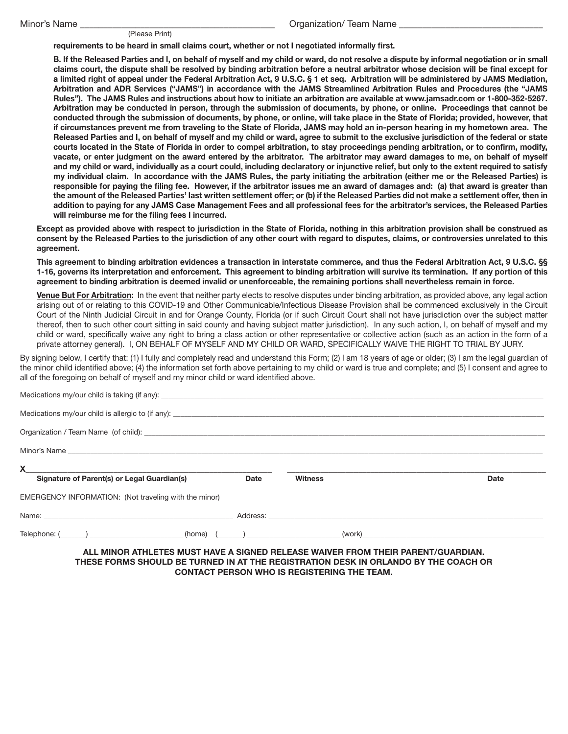Minor's Name ______________________________________ Organization/ Team Name ____________________________
(Please Print)

**requirements to be heard in small claims court, whether or not I negotiated informally first.**

**B. If the Released Parties and I, on behalf of myself and my child or ward, do not resolve a dispute by informal negotiation or in small claims court, the dispute shall be resolved by binding arbitration before a neutral arbitrator whose decision will be final except for a limited right of appeal under the Federal Arbitration Act, 9 U.S.C. § 1 et seq. Arbitration will be administered by JAMS Mediation, Arbitration and ADR Services ("JAMS") in accordance with the JAMS Streamlined Arbitration Rules and Procedures (the "JAMS Rules"). The JAMS Rules and instructions about how to initiate an arbitration are available at <u>www.jamsadr.com</u> or 1-800-352-5267. Arbitration may be conducted in person, through the submission of documents, by phone, or online. Proceedings that cannot be conducted through the submission of documents, by phone, or online, will take place in the State of Florida; provided, however, that if circumstances prevent me from traveling to the State of Florida, JAMS may hold an in-person hearing in my hometown area. The Released Parties and I, on behalf of myself and my child or ward, agree to submit to the exclusive jurisdiction of the federal or state courts located in the State of Florida in order to compel arbitration, to stay proceedings pending arbitration, or to confirm, modify, vacate, or enter judgment on the award entered by the arbitrator. The arbitrator may award damages to me, on behalf of myself and my child or ward, individually as a court could, including declaratory or injunctive relief, but only to the extent required to satisfy my individual claim. In accordance with the JAMS Rules, the party initiating the arbitration (either me or the Released Parties) is responsible for paying the filing fee. However, if the arbitrator issues me an award of damages and: (a) that award is greater than the amount of the Released Parties' last written settlement offer; or (b) if the Released Parties did not make a settlement offer, then in addition to paying for any JAMS Case Management Fees and all professional fees for the arbitrator's services, the Released Parties will reimburse me for the filing fees I incurred.**

**Except as provided above with respect to jurisdiction in the State of Florida, nothing in this arbitration provision shall be construed as consent by the Released Parties to the jurisdiction of any other court with regard to disputes, claims, or controversies unrelated to this agreement.**

**This agreement to binding arbitration evidences a transaction in interstate commerce, and thus the Federal Arbitration Act, 9 U.S.C. §§ 1-16, governs its interpretation and enforcement. This agreement to binding arbitration will survive its termination. If any portion of this agreement to binding arbitration is deemed invalid or unenforceable, the remaining portions shall nevertheless remain in force.**

**<u>Venue But For Arbitration:</u>** In the event that neither party elects to resolve disputes under binding arbitration, as provided above, any legal action arising out of or relating to this COVID-19 and Other Communicable/Infectious Disease Provision shall be commenced exclusively in the Circuit Court of the Ninth Judicial Circuit in and for Orange County, Florida (or if such Circuit Court shall not have jurisdiction over the subject matter thereof, then to such other court sitting in said county and having subject matter jurisdiction). In any such action, I, on behalf of myself and my child or ward, specifically waive any right to bring a class action or other representative or collective action (such as an action in the form of a private attorney general). I, ON BEHALF OF MYSELF AND MY CHILD OR WARD, SPECIFICALLY WAIVE THE RIGHT TO TRIAL BY JURY.

By signing below, I certify that: (1) I fully and completely read and understand this Form; (2) I am 18 years of age or older; (3) I am the legal guardian of the minor child identified above; (4) the information set forth above pertaining to my child or ward is true and complete; and (5) I consent and agree to all of the foregoing on behalf of myself and my minor child or ward identified above.

Medications my/our child is taking (if any): ______________________________________________

Medications my/our child is allergic to (if any): ______________________________________________

Organization / Team Name (of child): ______________________________________________

Minor's Name ______________________________________________

X__________________________________________ ______________________________________

**Signature of Parent(s) or Legal Guardian(s)** **Date** **Witness** **Date**

EMERGENCY INFORMATION: (Not traveling with the minor)

Name: ______________________________ Address: ______________________________________

Telephone: (______) ____________________ (home) (______) ____________________ (work)______________________

**ALL MINOR ATHLETES MUST HAVE A SIGNED RELEASE WAIVER FROM THEIR PARENT/GUARDIAN. THESE FORMS SHOULD BE TURNED IN AT THE REGISTRATION DESK IN ORLANDO BY THE COACH OR CONTACT PERSON WHO IS REGISTERING THE TEAM.**